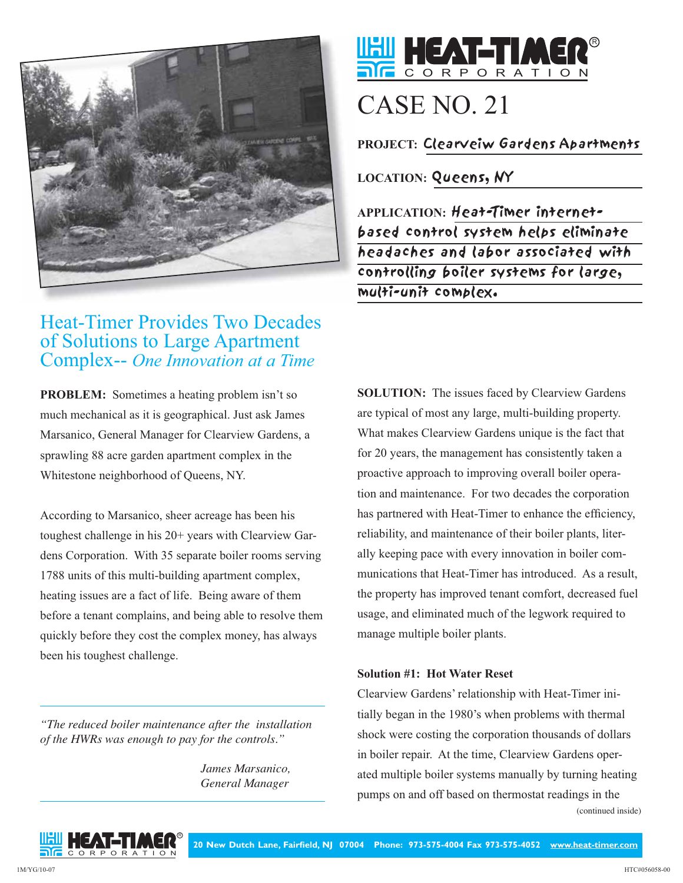# HEAT-TIMER CORPORATION

# CASE NO. 21

**PROJECT:** Clearveiw Gardens Apartments

**LOCATION:** Queens, NY

**APPLICATION:** Heat-Timer internet-based control system helps eliminate headaches and labor associated with controlling boiler systems for large, multi-unit complex.

## Heat-Timer Provides Two Decades of Solutions to Large Apartment Complex-- *One Innovation at a Time*

**PROBLEM:** Sometimes a heating problem isn't so much mechanical as it is geographical. Just ask James Marsanico, General Manager for Clearview Gardens, a sprawling 88 acre garden apartment complex in the Whitestone neighborhood of Queens, NY.

According to Marsanico, sheer acreage has been his toughest challenge in his 20+ years with Clearview Gardens Corporation. With 35 separate boiler rooms serving 1788 units of this multi-building apartment complex, heating issues are a fact of life. Being aware of them before a tenant complains, and being able to resolve them quickly before they cost the complex money, has always been his toughest challenge.

> *"The reduced boiler maintenance after the installation of the HWRs was enough to pay for the controls."*
>
> *James Marsanico, General Manager*

**SOLUTION:** The issues faced by Clearview Gardens are typical of most any large, multi-building property. What makes Clearview Gardens unique is the fact that for 20 years, the management has consistently taken a proactive approach to improving overall boiler operation and maintenance. For two decades the corporation has partnered with Heat-Timer to enhance the efficiency, reliability, and maintenance of their boiler plants, literally keeping pace with every innovation in boiler communications that Heat-Timer has introduced. As a result, the property has improved tenant comfort, decreased fuel usage, and eliminated much of the legwork required to manage multiple boiler plants.

### Solution #1: Hot Water Reset

Clearview Gardens' relationship with Heat-Timer initially began in the 1980's when problems with thermal shock were costing the corporation thousands of dollars in boiler repair. At the time, Clearview Gardens operated multiple boiler systems manually by turning heating pumps on and off based on thermostat readings in the

(continued inside)

20 New Dutch Lane, Fairfield, NJ 07004 Phone: 973-575-4004 Fax 973-575-4052 www.heat-timer.com

1M/YG/10-07 HTC#056058-00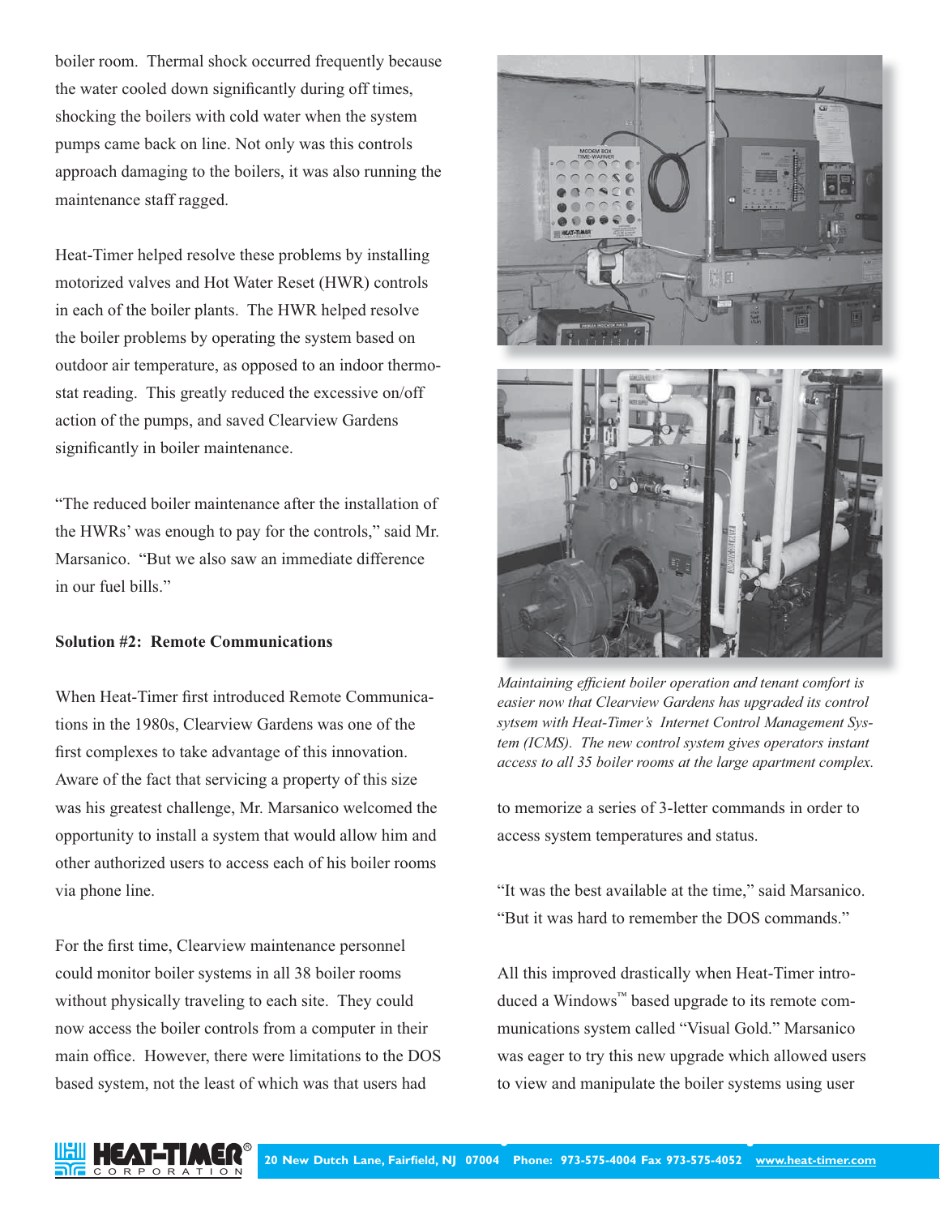boiler room. Thermal shock occurred frequently because the water cooled down significantly during off times, shocking the boilers with cold water when the system pumps came back on line. Not only was this controls approach damaging to the boilers, it was also running the maintenance staff ragged.

Heat-Timer helped resolve these problems by installing motorized valves and Hot Water Reset (HWR) controls in each of the boiler plants. The HWR helped resolve the boiler problems by operating the system based on outdoor air temperature, as opposed to an indoor thermostat reading. This greatly reduced the excessive on/off action of the pumps, and saved Clearview Gardens significantly in boiler maintenance.

"The reduced boiler maintenance after the installation of the HWRs' was enough to pay for the controls," said Mr. Marsanico. "But we also saw an immediate difference in our fuel bills."

**Solution #2: Remote Communications**

When Heat-Timer first introduced Remote Communications in the 1980s, Clearview Gardens was one of the first complexes to take advantage of this innovation. Aware of the fact that servicing a property of this size was his greatest challenge, Mr. Marsanico welcomed the opportunity to install a system that would allow him and other authorized users to access each of his boiler rooms via phone line.

For the first time, Clearview maintenance personnel could monitor boiler systems in all 38 boiler rooms without physically traveling to each site. They could now access the boiler controls from a computer in their main office. However, there were limitations to the DOS based system, not the least of which was that users had to memorize a series of 3-letter commands in order to access system temperatures and status.

*Maintaining efficient boiler operation and tenant comfort is easier now that Clearview Gardens has upgraded its control sytsem with Heat-Timer's Internet Control Management System (ICMS). The new control system gives operators instant access to all 35 boiler rooms at the large apartment complex.*

"It was the best available at the time," said Marsanico. "But it was hard to remember the DOS commands."

All this improved drastically when Heat-Timer introduced a Windows™ based upgrade to its remote communications system called "Visual Gold." Marsanico was eager to try this new upgrade which allowed users to view and manipulate the boiler systems using user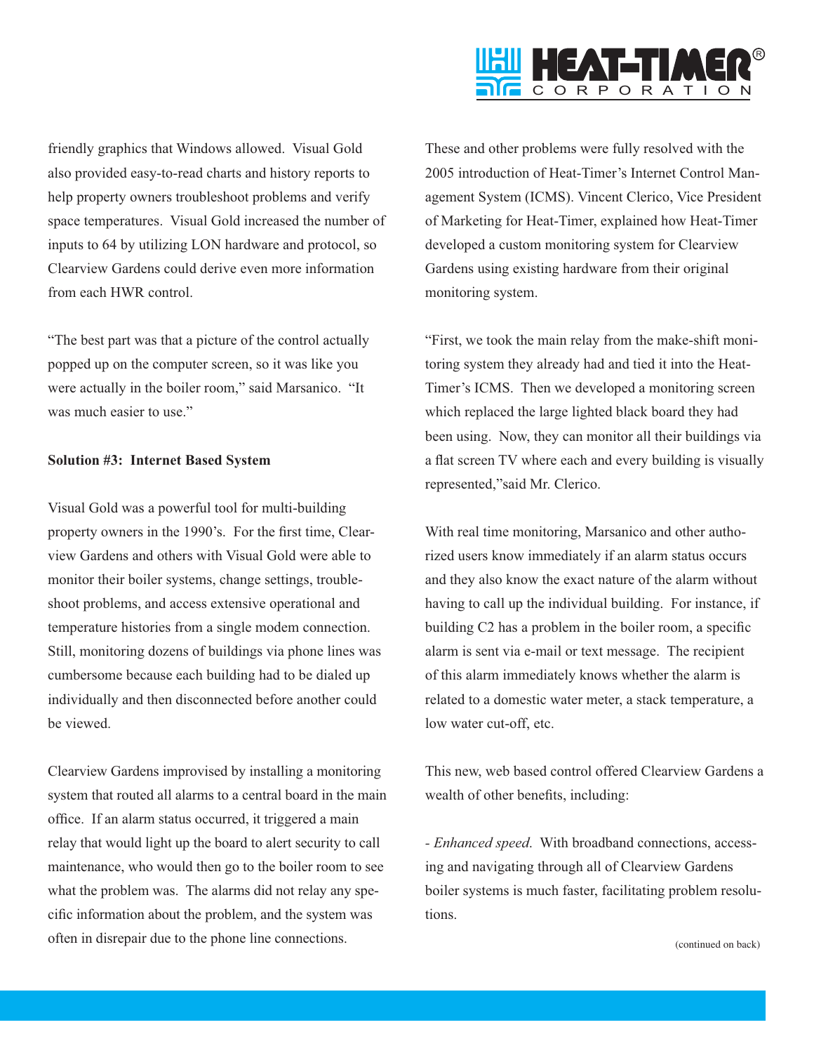friendly graphics that Windows allowed. Visual Gold also provided easy-to-read charts and history reports to help property owners troubleshoot problems and verify space temperatures. Visual Gold increased the number of inputs to 64 by utilizing LON hardware and protocol, so Clearview Gardens could derive even more information from each HWR control.

"The best part was that a picture of the control actually popped up on the computer screen, so it was like you were actually in the boiler room," said Marsanico. "It was much easier to use."

**Solution #3: Internet Based System**

Visual Gold was a powerful tool for multi-building property owners in the 1990's. For the first time, Clearview Gardens and others with Visual Gold were able to monitor their boiler systems, change settings, troubleshoot problems, and access extensive operational and temperature histories from a single modem connection. Still, monitoring dozens of buildings via phone lines was cumbersome because each building had to be dialed up individually and then disconnected before another could be viewed.

Clearview Gardens improvised by installing a monitoring system that routed all alarms to a central board in the main office. If an alarm status occurred, it triggered a main relay that would light up the board to alert security to call maintenance, who would then go to the boiler room to see what the problem was. The alarms did not relay any specific information about the problem, and the system was often in disrepair due to the phone line connections.

These and other problems were fully resolved with the 2005 introduction of Heat-Timer's Internet Control Management System (ICMS). Vincent Clerico, Vice President of Marketing for Heat-Timer, explained how Heat-Timer developed a custom monitoring system for Clearview Gardens using existing hardware from their original monitoring system.

"First, we took the main relay from the make-shift monitoring system they already had and tied it into the Heat-Timer's ICMS. Then we developed a monitoring screen which replaced the large lighted black board they had been using. Now, they can monitor all their buildings via a flat screen TV where each and every building is visually represented,"said Mr. Clerico.

With real time monitoring, Marsanico and other authorized users know immediately if an alarm status occurs and they also know the exact nature of the alarm without having to call up the individual building. For instance, if building C2 has a problem in the boiler room, a specific alarm is sent via e-mail or text message. The recipient of this alarm immediately knows whether the alarm is related to a domestic water meter, a stack temperature, a low water cut-off, etc.

This new, web based control offered Clearview Gardens a wealth of other benefits, including:

- *Enhanced speed*. With broadband connections, accessing and navigating through all of Clearview Gardens boiler systems is much faster, facilitating problem resolutions.

(continued on back)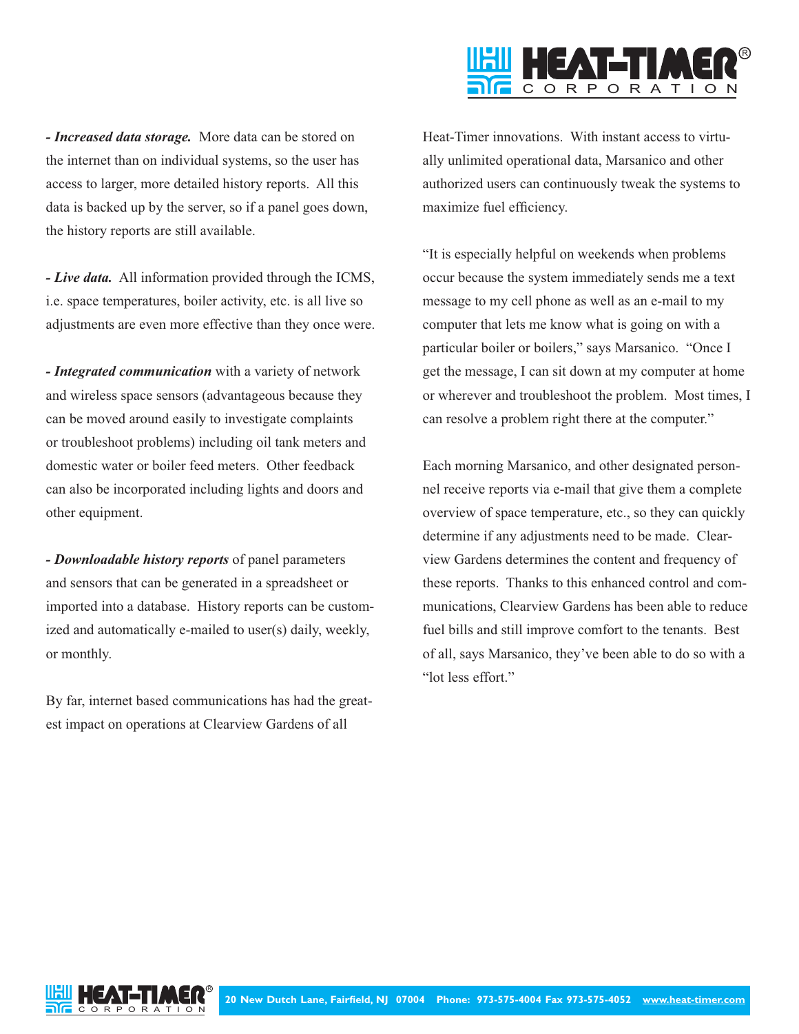- ***Increased data storage.*** More data can be stored on the internet than on individual systems, so the user has access to larger, more detailed history reports. All this data is backed up by the server, so if a panel goes down, the history reports are still available.

- ***Live data.*** All information provided through the ICMS, i.e. space temperatures, boiler activity, etc. is all live so adjustments are even more effective than they once were.

- ***Integrated communication*** with a variety of network and wireless space sensors (advantageous because they can be moved around easily to investigate complaints or troubleshoot problems) including oil tank meters and domestic water or boiler feed meters. Other feedback can also be incorporated including lights and doors and other equipment.

- ***Downloadable history reports*** of panel parameters and sensors that can be generated in a spreadsheet or imported into a database. History reports can be customized and automatically e-mailed to user(s) daily, weekly, or monthly.

By far, internet based communications has had the greatest impact on operations at Clearview Gardens of all Heat-Timer innovations. With instant access to virtually unlimited operational data, Marsanico and other authorized users can continuously tweak the systems to maximize fuel efficiency.

"It is especially helpful on weekends when problems occur because the system immediately sends me a text message to my cell phone as well as an e-mail to my computer that lets me know what is going on with a particular boiler or boilers," says Marsanico. "Once I get the message, I can sit down at my computer at home or wherever and troubleshoot the problem. Most times, I can resolve a problem right there at the computer."

Each morning Marsanico, and other designated personnel receive reports via e-mail that give them a complete overview of space temperature, etc., so they can quickly determine if any adjustments need to be made. Clearview Gardens determines the content and frequency of these reports. Thanks to this enhanced control and communications, Clearview Gardens has been able to reduce fuel bills and still improve comfort to the tenants. Best of all, says Marsanico, they've been able to do so with a "lot less effort."

20 New Dutch Lane, Fairfield, NJ 07004 Phone: 973-575-4004 Fax 973-575-4052 www.heat-timer.com